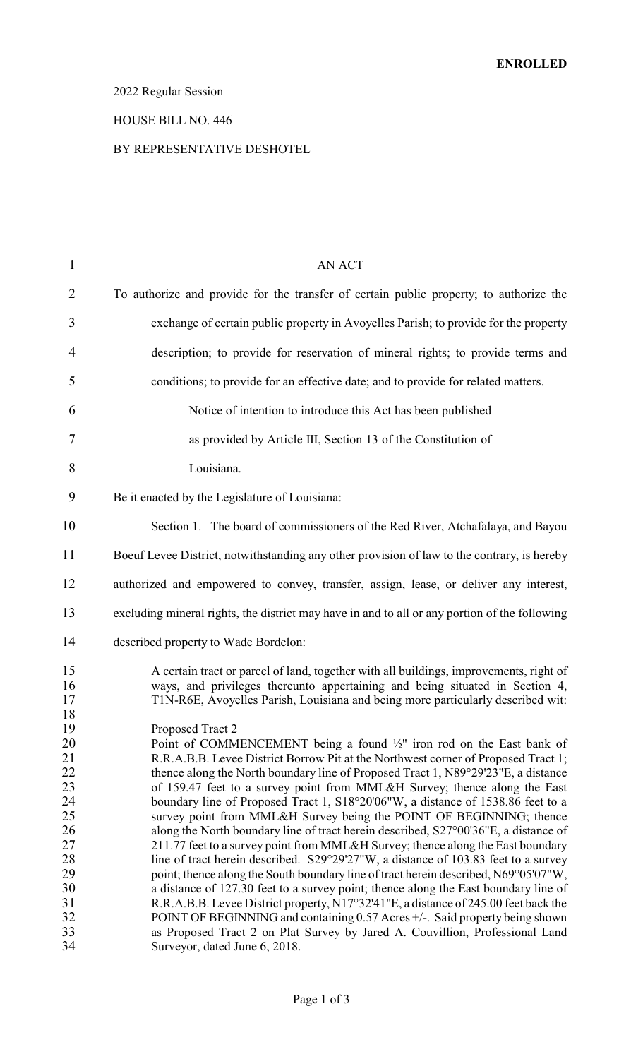**ENROLLED**

2022 Regular Session

HOUSE BILL NO. 446

BY REPRESENTATIVE DESHOTEL

AN ACT

To authorize and provide for the transfer of certain public property; to authorize the exchange of certain public property in Avoyelles Parish; to provide for the property description; to provide for reservation of mineral rights; to provide terms and conditions; to provide for an effective date; and to provide for related matters.

Notice of intention to introduce this Act has been published as provided by Article III, Section 13 of the Constitution of Louisiana.

Be it enacted by the Legislature of Louisiana:

Section 1. The board of commissioners of the Red River, Atchafalaya, and Bayou Boeuf Levee District, notwithstanding any other provision of law to the contrary, is hereby authorized and empowered to convey, transfer, assign, lease, or deliver any interest, excluding mineral rights, the district may have in and to all or any portion of the following described property to Wade Bordelon:

> A certain tract or parcel of land, together with all buildings, improvements, right of ways, and privileges thereunto appertaining and being situated in Section 4, T1N-R6E, Avoyelles Parish, Louisiana and being more particularly described wit:
>
> Proposed Tract 2
> Point of COMMENCEMENT being a found ½" iron rod on the East bank of R.R.A.B.B. Levee District Borrow Pit at the Northwest corner of Proposed Tract 1; thence along the North boundary line of Proposed Tract 1, N89°29'23"E, a distance of 159.47 feet to a survey point from MML&H Survey; thence along the East boundary line of Proposed Tract 1, S18°20'06"W, a distance of 1538.86 feet to a survey point from MML&H Survey being the POINT OF BEGINNING; thence along the North boundary line of tract herein described, S27°00'36"E, a distance of 211.77 feet to a survey point from MML&H Survey; thence along the East boundary line of tract herein described. S29°29'27"W, a distance of 103.83 feet to a survey point; thence along the South boundary line of tract herein described, N69°05'07"W, a distance of 127.30 feet to a survey point; thence along the East boundary line of R.R.A.B.B. Levee District property, N17°32'41"E, a distance of 245.00 feet back the POINT OF BEGINNING and containing 0.57 Acres +/-. Said property being shown as Proposed Tract 2 on Plat Survey by Jared A. Couvillion, Professional Land Surveyor, dated June 6, 2018.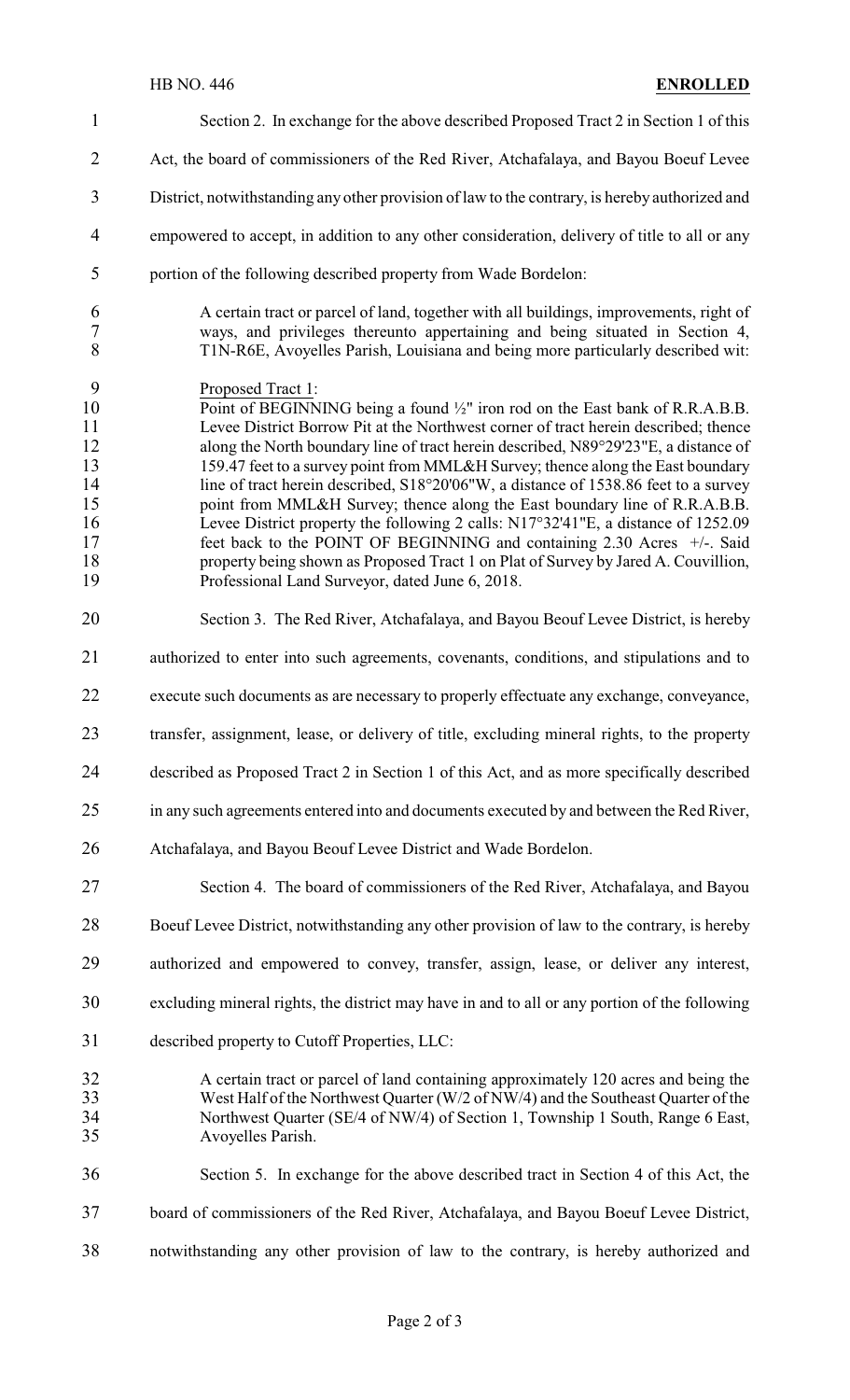Section 2. In exchange for the above described Proposed Tract 2 in Section 1 of this Act, the board of commissioners of the Red River, Atchafalaya, and Bayou Boeuf Levee District, notwithstanding any other provision of law to the contrary, is hereby authorized and empowered to accept, in addition to any other consideration, delivery of title to all or any portion of the following described property from Wade Bordelon:

> A certain tract or parcel of land, together with all buildings, improvements, right of ways, and privileges thereunto appertaining and being situated in Section 4, T1N-R6E, Avoyelles Parish, Louisiana and being more particularly described wit:
>
> Proposed Tract 1:
> Point of BEGINNING being a found ½" iron rod on the East bank of R.R.A.B.B. Levee District Borrow Pit at the Northwest corner of tract herein described; thence along the North boundary line of tract herein described, N89°29'23"E, a distance of 159.47 feet to a survey point from MML&H Survey; thence along the East boundary line of tract herein described, S18°20'06"W, a distance of 1538.86 feet to a survey point from MML&H Survey; thence along the East boundary line of R.R.A.B.B. Levee District property the following 2 calls: N17°32'41"E, a distance of 1252.09 feet back to the POINT OF BEGINNING and containing 2.30 Acres +/-. Said property being shown as Proposed Tract 1 on Plat of Survey by Jared A. Couvillion, Professional Land Surveyor, dated June 6, 2018.

Section 3. The Red River, Atchafalaya, and Bayou Beouf Levee District, is hereby authorized to enter into such agreements, covenants, conditions, and stipulations and to execute such documents as are necessary to properly effectuate any exchange, conveyance, transfer, assignment, lease, or delivery of title, excluding mineral rights, to the property described as Proposed Tract 2 in Section 1 of this Act, and as more specifically described in any such agreements entered into and documents executed by and between the Red River, Atchafalaya, and Bayou Beouf Levee District and Wade Bordelon.

Section 4. The board of commissioners of the Red River, Atchafalaya, and Bayou Boeuf Levee District, notwithstanding any other provision of law to the contrary, is hereby authorized and empowered to convey, transfer, assign, lease, or deliver any interest, excluding mineral rights, the district may have in and to all or any portion of the following described property to Cutoff Properties, LLC:

> A certain tract or parcel of land containing approximately 120 acres and being the West Half of the Northwest Quarter (W/2 of NW/4) and the Southeast Quarter of the Northwest Quarter (SE/4 of NW/4) of Section 1, Township 1 South, Range 6 East, Avoyelles Parish.

Section 5. In exchange for the above described tract in Section 4 of this Act, the board of commissioners of the Red River, Atchafalaya, and Bayou Boeuf Levee District, notwithstanding any other provision of law to the contrary, is hereby authorized and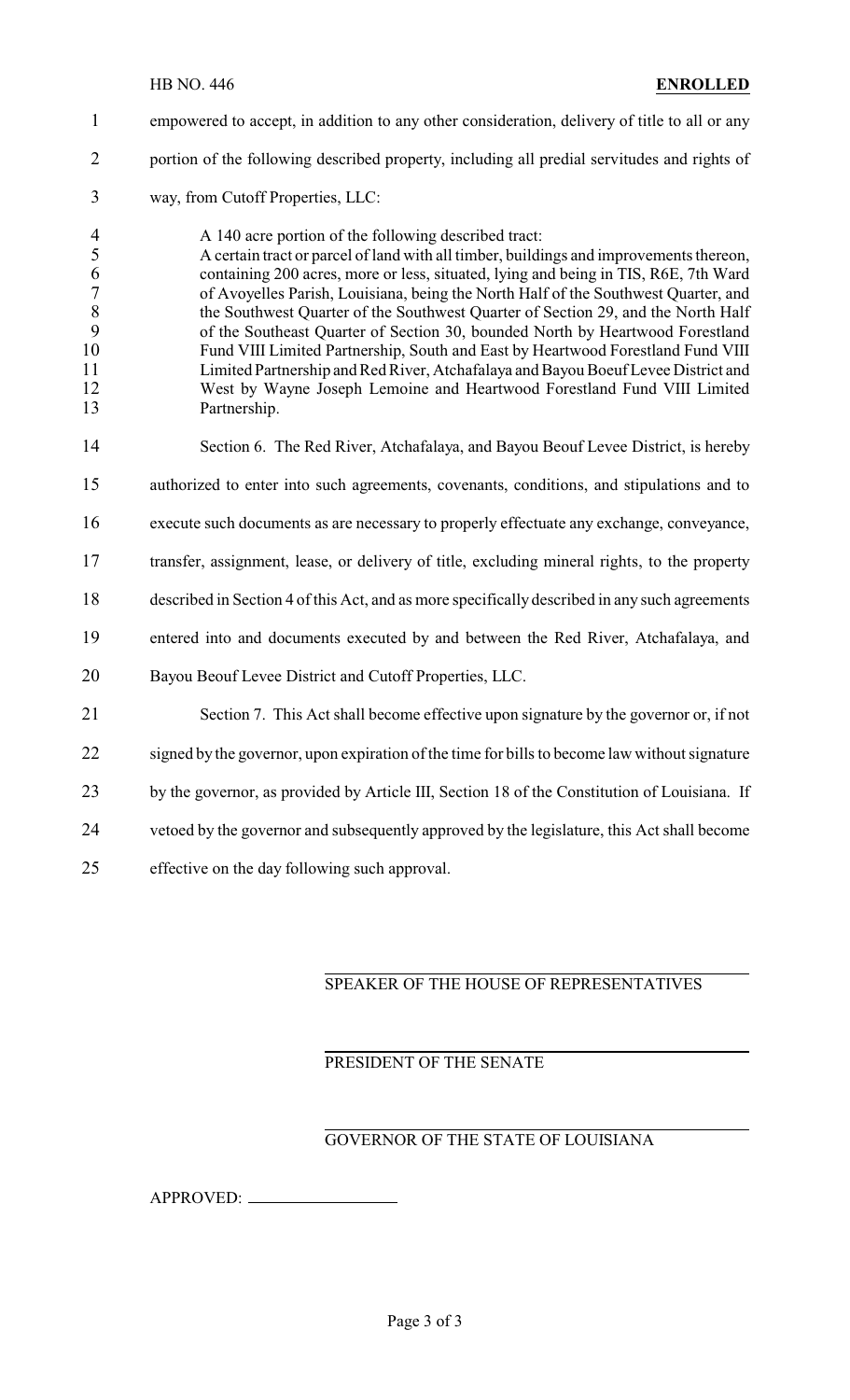empowered to accept, in addition to any other consideration, delivery of title to all or any portion of the following described property, including all predial servitudes and rights of way, from Cutoff Properties, LLC:

> A 140 acre portion of the following described tract:
> A certain tract or parcel of land with all timber, buildings and improvements thereon, containing 200 acres, more or less, situated, lying and being in TIS, R6E, 7th Ward of Avoyelles Parish, Louisiana, being the North Half of the Southwest Quarter, and the Southwest Quarter of the Southwest Quarter of Section 29, and the North Half of the Southeast Quarter of Section 30, bounded North by Heartwood Forestland Fund VIII Limited Partnership, South and East by Heartwood Forestland Fund VIII Limited Partnership and Red River, Atchafalaya and Bayou Boeuf Levee District and West by Wayne Joseph Lemoine and Heartwood Forestland Fund VIII Limited Partnership.

Section 6. The Red River, Atchafalaya, and Bayou Beouf Levee District, is hereby authorized to enter into such agreements, covenants, conditions, and stipulations and to execute such documents as are necessary to properly effectuate any exchange, conveyance, transfer, assignment, lease, or delivery of title, excluding mineral rights, to the property described in Section 4 of this Act, and as more specifically described in any such agreements entered into and documents executed by and between the Red River, Atchafalaya, and Bayou Beouf Levee District and Cutoff Properties, LLC.

Section 7. This Act shall become effective upon signature by the governor or, if not signed by the governor, upon expiration of the time for bills to become law without signature by the governor, as provided by Article III, Section 18 of the Constitution of Louisiana. If vetoed by the governor and subsequently approved by the legislature, this Act shall become effective on the day following such approval.

SPEAKER OF THE HOUSE OF REPRESENTATIVES

PRESIDENT OF THE SENATE

GOVERNOR OF THE STATE OF LOUISIANA

APPROVED: ____________________